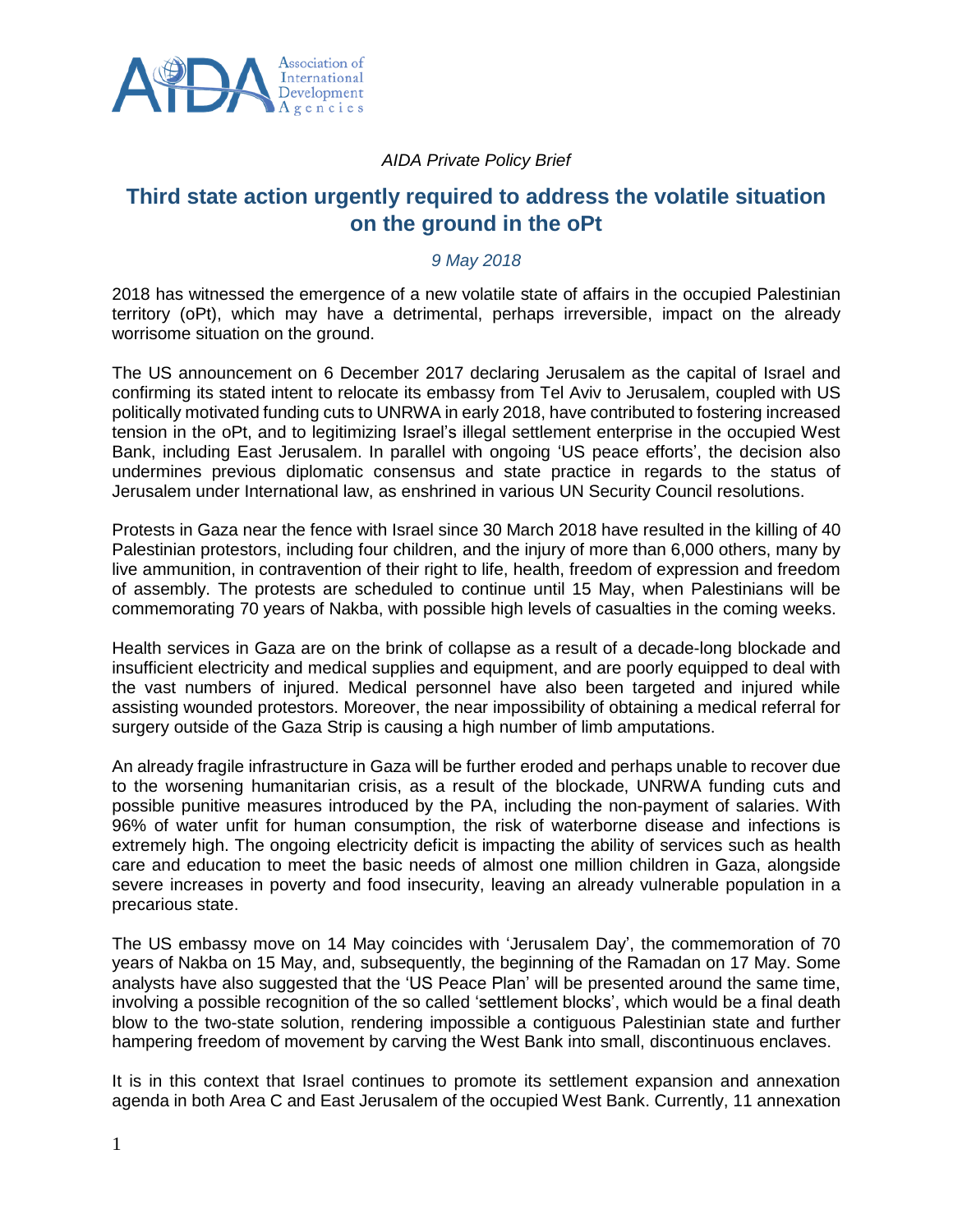*AIDA Private Policy Brief*

# Third state action urgently required to address the volatile situation on the ground in the oPt

*9 May 2018*

2018 has witnessed the emergence of a new volatile state of affairs in the occupied Palestinian territory (oPt), which may have a detrimental, perhaps irreversible, impact on the already worrisome situation on the ground.

The US announcement on 6 December 2017 declaring Jerusalem as the capital of Israel and confirming its stated intent to relocate its embassy from Tel Aviv to Jerusalem, coupled with US politically motivated funding cuts to UNRWA in early 2018, have contributed to fostering increased tension in the oPt, and to legitimizing Israel's illegal settlement enterprise in the occupied West Bank, including East Jerusalem. In parallel with ongoing 'US peace efforts', the decision also undermines previous diplomatic consensus and state practice in regards to the status of Jerusalem under International law, as enshrined in various UN Security Council resolutions.

Protests in Gaza near the fence with Israel since 30 March 2018 have resulted in the killing of 40 Palestinian protestors, including four children, and the injury of more than 6,000 others, many by live ammunition, in contravention of their right to life, health, freedom of expression and freedom of assembly. The protests are scheduled to continue until 15 May, when Palestinians will be commemorating 70 years of Nakba, with possible high levels of casualties in the coming weeks.

Health services in Gaza are on the brink of collapse as a result of a decade-long blockade and insufficient electricity and medical supplies and equipment, and are poorly equipped to deal with the vast numbers of injured. Medical personnel have also been targeted and injured while assisting wounded protestors. Moreover, the near impossibility of obtaining a medical referral for surgery outside of the Gaza Strip is causing a high number of limb amputations.

An already fragile infrastructure in Gaza will be further eroded and perhaps unable to recover due to the worsening humanitarian crisis, as a result of the blockade, UNRWA funding cuts and possible punitive measures introduced by the PA, including the non-payment of salaries. With 96% of water unfit for human consumption, the risk of waterborne disease and infections is extremely high. The ongoing electricity deficit is impacting the ability of services such as health care and education to meet the basic needs of almost one million children in Gaza, alongside severe increases in poverty and food insecurity, leaving an already vulnerable population in a precarious state.

The US embassy move on 14 May coincides with 'Jerusalem Day', the commemoration of 70 years of Nakba on 15 May, and, subsequently, the beginning of the Ramadan on 17 May. Some analysts have also suggested that the 'US Peace Plan' will be presented around the same time, involving a possible recognition of the so called 'settlement blocks', which would be a final death blow to the two-state solution, rendering impossible a contiguous Palestinian state and further hampering freedom of movement by carving the West Bank into small, discontinuous enclaves.

It is in this context that Israel continues to promote its settlement expansion and annexation agenda in both Area C and East Jerusalem of the occupied West Bank. Currently, 11 annexation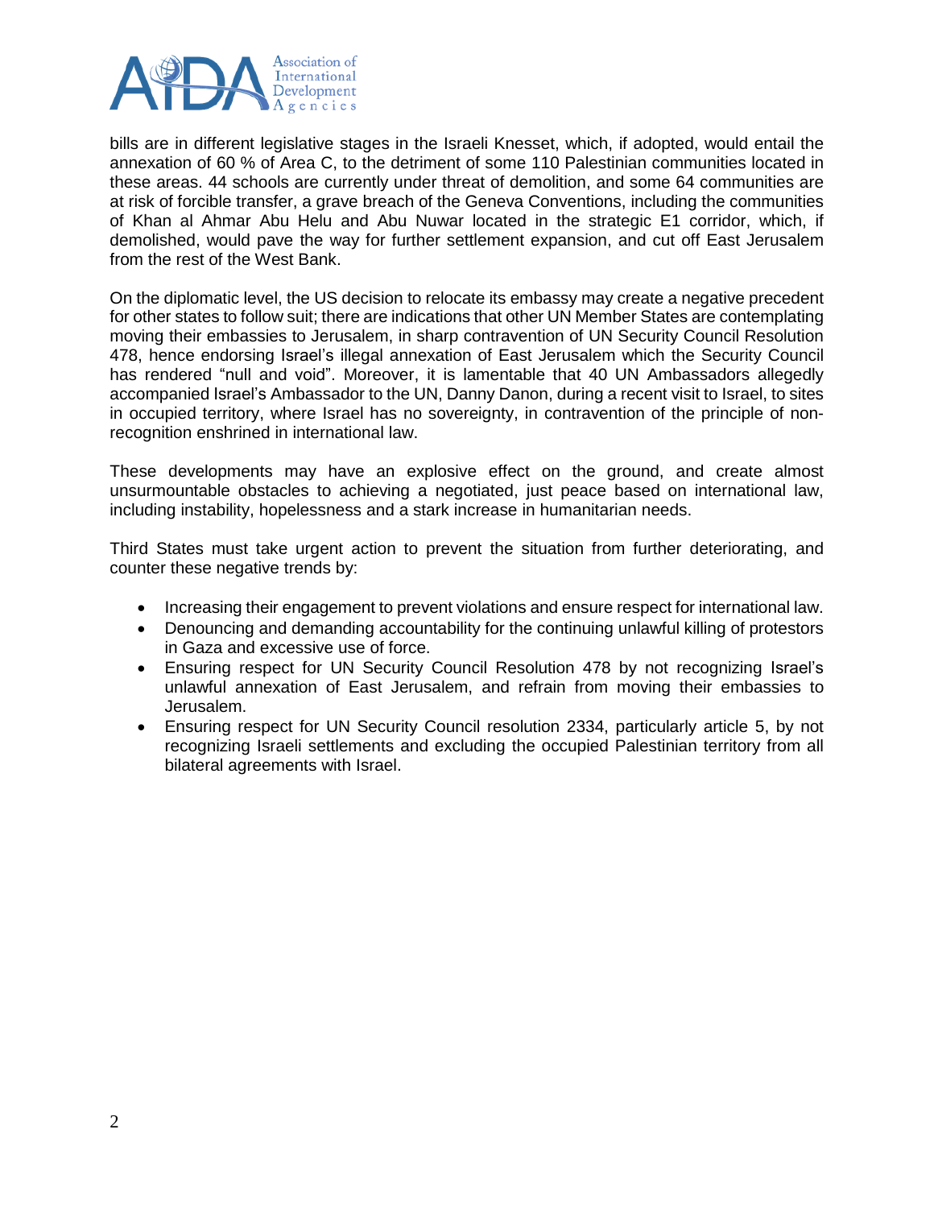bills are in different legislative stages in the Israeli Knesset, which, if adopted, would entail the annexation of 60 % of Area C, to the detriment of some 110 Palestinian communities located in these areas. 44 schools are currently under threat of demolition, and some 64 communities are at risk of forcible transfer, a grave breach of the Geneva Conventions, including the communities of Khan al Ahmar Abu Helu and Abu Nuwar located in the strategic E1 corridor, which, if demolished, would pave the way for further settlement expansion, and cut off East Jerusalem from the rest of the West Bank.

On the diplomatic level, the US decision to relocate its embassy may create a negative precedent for other states to follow suit; there are indications that other UN Member States are contemplating moving their embassies to Jerusalem, in sharp contravention of UN Security Council Resolution 478, hence endorsing Israel's illegal annexation of East Jerusalem which the Security Council has rendered "null and void". Moreover, it is lamentable that 40 UN Ambassadors allegedly accompanied Israel's Ambassador to the UN, Danny Danon, during a recent visit to Israel, to sites in occupied territory, where Israel has no sovereignty, in contravention of the principle of non-recognition enshrined in international law.

These developments may have an explosive effect on the ground, and create almost unsurmountable obstacles to achieving a negotiated, just peace based on international law, including instability, hopelessness and a stark increase in humanitarian needs.

Third States must take urgent action to prevent the situation from further deteriorating, and counter these negative trends by:

- Increasing their engagement to prevent violations and ensure respect for international law.
- Denouncing and demanding accountability for the continuing unlawful killing of protestors in Gaza and excessive use of force.
- Ensuring respect for UN Security Council Resolution 478 by not recognizing Israel's unlawful annexation of East Jerusalem, and refrain from moving their embassies to Jerusalem.
- Ensuring respect for UN Security Council resolution 2334, particularly article 5, by not recognizing Israeli settlements and excluding the occupied Palestinian territory from all bilateral agreements with Israel.